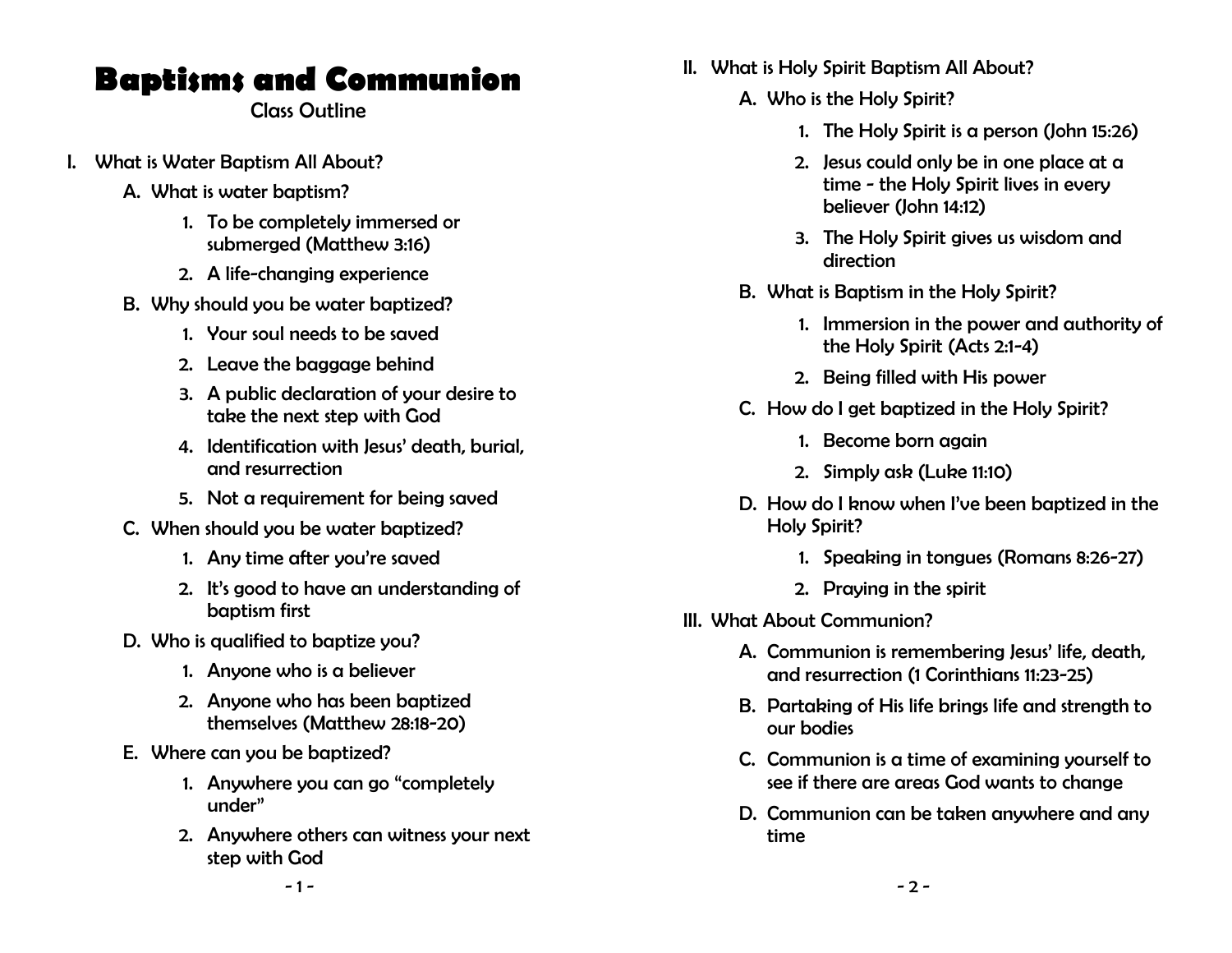# Baptisms and Communion

Class Outline

I. What is Water Baptism All About?
   A. What is water baptism?
      1. To be completely immersed or submerged (Matthew 3:16)
      2. A life-changing experience
   B. Why should you be water baptized?
      1. Your soul needs to be saved
      2. Leave the baggage behind
      3. A public declaration of your desire to take the next step with God
      4. Identification with Jesus' death, burial, and resurrection
      5. Not a requirement for being saved
   C. When should you be water baptized?
      1. Any time after you're saved
      2. It's good to have an understanding of baptism first
   D. Who is qualified to baptize you?
      1. Anyone who is a believer
      2. Anyone who has been baptized themselves (Matthew 28:18-20)
   E. Where can you be baptized?
      1. Anywhere you can go "completely under"
      2. Anywhere others can witness your next step with God

II. What is Holy Spirit Baptism All About?
   A. Who is the Holy Spirit?
      1. The Holy Spirit is a person (John 15:26)
      2. Jesus could only be in one place at a time - the Holy Spirit lives in every believer (John 14:12)
      3. The Holy Spirit gives us wisdom and direction
   B. What is Baptism in the Holy Spirit?
      1. Immersion in the power and authority of the Holy Spirit (Acts 2:1-4)
      2. Being filled with His power
   C. How do I get baptized in the Holy Spirit?
      1. Become born again
      2. Simply ask (Luke 11:10)
   D. How do I know when I've been baptized in the Holy Spirit?
      1. Speaking in tongues (Romans 8:26-27)
      2. Praying in the spirit

III. What About Communion?
   A. Communion is remembering Jesus' life, death, and resurrection (1 Corinthians 11:23-25)
   B. Partaking of His life brings life and strength to our bodies
   C. Communion is a time of examining yourself to see if there are areas God wants to change
   D. Communion can be taken anywhere and any time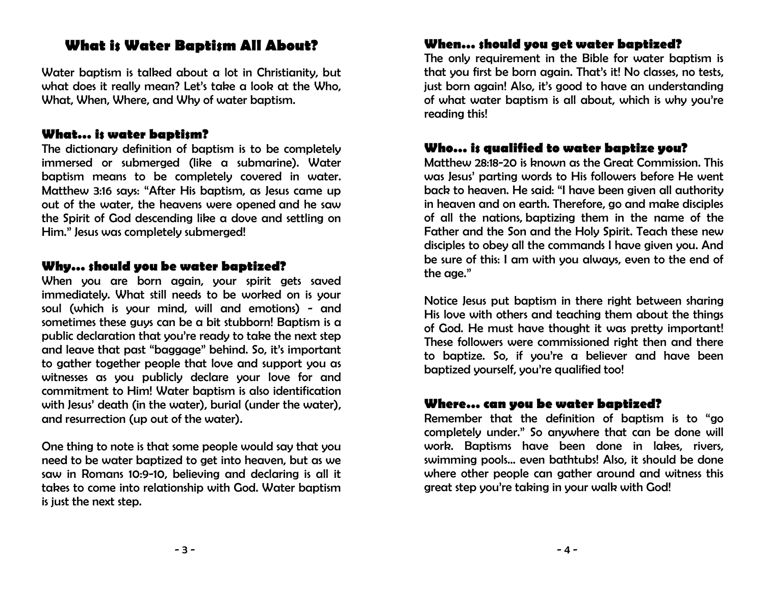# What is Water Baptism All About?

Water baptism is talked about a lot in Christianity, but what does it really mean? Let's take a look at the Who, What, When, Where, and Why of water baptism.

### What... is water baptism?

The dictionary definition of baptism is to be completely immersed or submerged (like a submarine). Water baptism means to be completely covered in water. Matthew 3:16 says: "After His baptism, as Jesus came up out of the water, the heavens were opened and he saw the Spirit of God descending like a dove and settling on Him." Jesus was completely submerged!

### Why... should you be water baptized?

When you are born again, your spirit gets saved immediately. What still needs to be worked on is your soul (which is your mind, will and emotions) - and sometimes these guys can be a bit stubborn! Baptism is a public declaration that you're ready to take the next step and leave that past "baggage" behind. So, it's important to gather together people that love and support you as witnesses as you publicly declare your love for and commitment to Him! Water baptism is also identification with Jesus' death (in the water), burial (under the water), and resurrection (up out of the water).

One thing to note is that some people would say that you need to be water baptized to get into heaven, but as we saw in Romans 10:9-10, believing and declaring is all it takes to come into relationship with God. Water baptism is just the next step.

### When... should you get water baptized?

The only requirement in the Bible for water baptism is that you first be born again. That's it! No classes, no tests, just born again! Also, it's good to have an understanding of what water baptism is all about, which is why you're reading this!

### Who... is qualified to water baptize you?

Matthew 28:18-20 is known as the Great Commission. This was Jesus' parting words to His followers before He went back to heaven. He said: "I have been given all authority in heaven and on earth. Therefore, go and make disciples of all the nations, baptizing them in the name of the Father and the Son and the Holy Spirit. Teach these new disciples to obey all the commands I have given you. And be sure of this: I am with you always, even to the end of the age."

Notice Jesus put baptism in there right between sharing His love with others and teaching them about the things of God. He must have thought it was pretty important! These followers were commissioned right then and there to baptize. So, if you're a believer and have been baptized yourself, you're qualified too!

### Where... can you be water baptized?

Remember that the definition of baptism is to "go completely under." So anywhere that can be done will work. Baptisms have been done in lakes, rivers, swimming pools... even bathtubs! Also, it should be done where other people can gather around and witness this great step you're taking in your walk with God!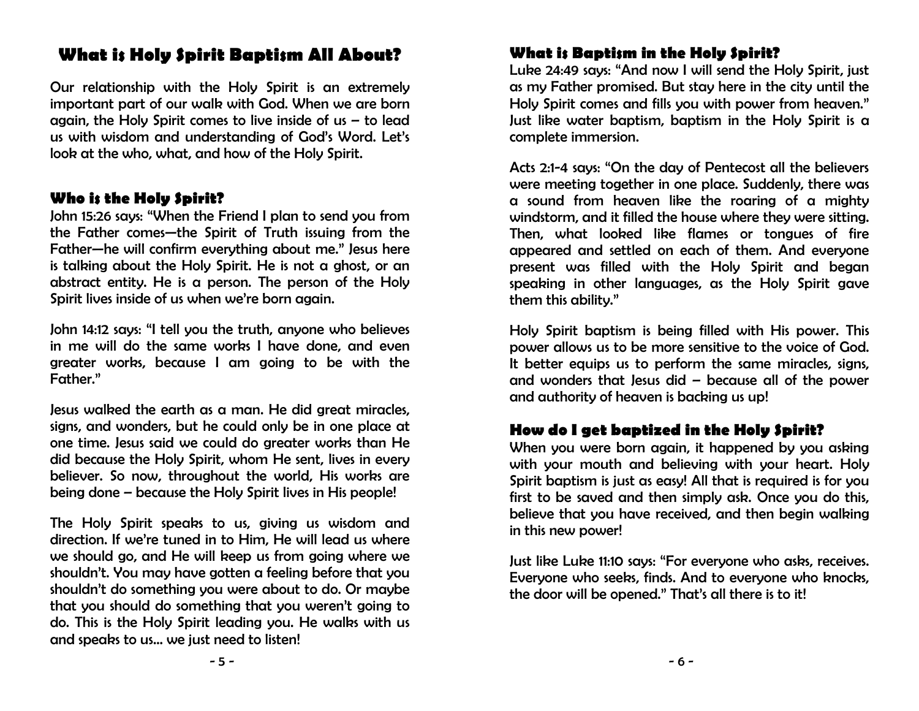# What is Holy Spirit Baptism All About?

Our relationship with the Holy Spirit is an extremely important part of our walk with God. When we are born again, the Holy Spirit comes to live inside of us – to lead us with wisdom and understanding of God's Word. Let's look at the who, what, and how of the Holy Spirit.

## Who is the Holy Spirit?

John 15:26 says: "When the Friend I plan to send you from the Father comes—the Spirit of Truth issuing from the Father—he will confirm everything about me." Jesus here is talking about the Holy Spirit. He is not a ghost, or an abstract entity. He is a person. The person of the Holy Spirit lives inside of us when we're born again.

John 14:12 says: "I tell you the truth, anyone who believes in me will do the same works I have done, and even greater works, because I am going to be with the Father."

Jesus walked the earth as a man. He did great miracles, signs, and wonders, but he could only be in one place at one time. Jesus said we could do greater works than He did because the Holy Spirit, whom He sent, lives in every believer. So now, throughout the world, His works are being done – because the Holy Spirit lives in His people!

The Holy Spirit speaks to us, giving us wisdom and direction. If we're tuned in to Him, He will lead us where we should go, and He will keep us from going where we shouldn't. You may have gotten a feeling before that you shouldn't do something you were about to do. Or maybe that you should do something that you weren't going to do. This is the Holy Spirit leading you. He walks with us and speaks to us… we just need to listen!

## What is Baptism in the Holy Spirit?

Luke 24:49 says: "And now I will send the Holy Spirit, just as my Father promised. But stay here in the city until the Holy Spirit comes and fills you with power from heaven." Just like water baptism, baptism in the Holy Spirit is a complete immersion.

Acts 2:1-4 says: "On the day of Pentecost all the believers were meeting together in one place. Suddenly, there was a sound from heaven like the roaring of a mighty windstorm, and it filled the house where they were sitting. Then, what looked like flames or tongues of fire appeared and settled on each of them. And everyone present was filled with the Holy Spirit and began speaking in other languages, as the Holy Spirit gave them this ability."

Holy Spirit baptism is being filled with His power. This power allows us to be more sensitive to the voice of God. It better equips us to perform the same miracles, signs, and wonders that Jesus did – because all of the power and authority of heaven is backing us up!

## How do I get baptized in the Holy Spirit?

When you were born again, it happened by you asking with your mouth and believing with your heart. Holy Spirit baptism is just as easy! All that is required is for you first to be saved and then simply ask. Once you do this, believe that you have received, and then begin walking in this new power!

Just like Luke 11:10 says: "For everyone who asks, receives. Everyone who seeks, finds. And to everyone who knocks, the door will be opened." That's all there is to it!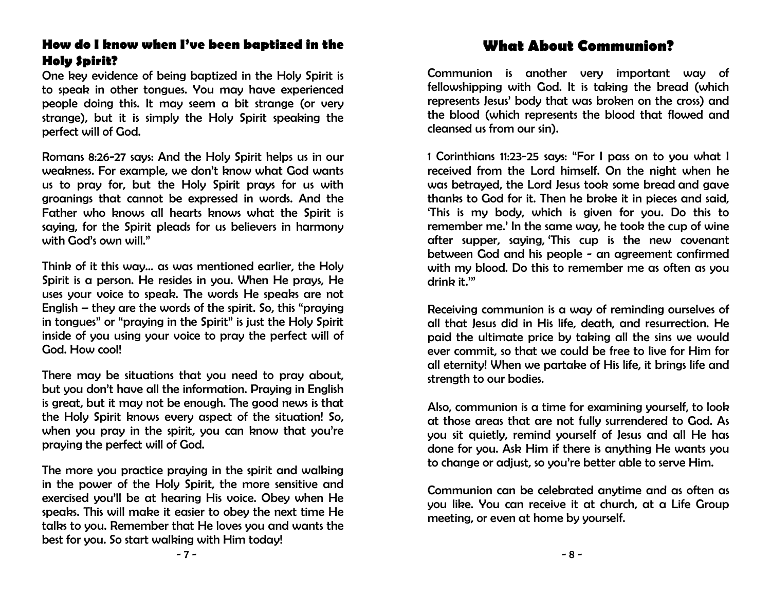### How do I know when I've been baptized in the Holy Spirit?

One key evidence of being baptized in the Holy Spirit is to speak in other tongues. You may have experienced people doing this. It may seem a bit strange (or very strange), but it is simply the Holy Spirit speaking the perfect will of God.

Romans 8:26-27 says: And the Holy Spirit helps us in our weakness. For example, we don't know what God wants us to pray for, but the Holy Spirit prays for us with groanings that cannot be expressed in words. And the Father who knows all hearts knows what the Spirit is saying, for the Spirit pleads for us believers in harmony with God's own will."

Think of it this way... as was mentioned earlier, the Holy Spirit is a person. He resides in you. When He prays, He uses your voice to speak. The words He speaks are not English – they are the words of the spirit. So, this "praying in tongues" or "praying in the Spirit" is just the Holy Spirit inside of you using your voice to pray the perfect will of God. How cool!

There may be situations that you need to pray about, but you don't have all the information. Praying in English is great, but it may not be enough. The good news is that the Holy Spirit knows every aspect of the situation! So, when you pray in the spirit, you can know that you're praying the perfect will of God.

The more you practice praying in the spirit and walking in the power of the Holy Spirit, the more sensitive and exercised you'll be at hearing His voice. Obey when He speaks. This will make it easier to obey the next time He talks to you. Remember that He loves you and wants the best for you. So start walking with Him today!

## What About Communion?

Communion is another very important way of fellowshipping with God. It is taking the bread (which represents Jesus' body that was broken on the cross) and the blood (which represents the blood that flowed and cleansed us from our sin).

1 Corinthians 11:23-25 says: "For I pass on to you what I received from the Lord himself. On the night when he was betrayed, the Lord Jesus took some bread and gave thanks to God for it. Then he broke it in pieces and said, 'This is my body, which is given for you. Do this to remember me.' In the same way, he took the cup of wine after supper, saying, 'This cup is the new covenant between God and his people - an agreement confirmed with my blood. Do this to remember me as often as you drink it.'"

Receiving communion is a way of reminding ourselves of all that Jesus did in His life, death, and resurrection. He paid the ultimate price by taking all the sins we would ever commit, so that we could be free to live for Him for all eternity! When we partake of His life, it brings life and strength to our bodies.

Also, communion is a time for examining yourself, to look at those areas that are not fully surrendered to God. As you sit quietly, remind yourself of Jesus and all He has done for you. Ask Him if there is anything He wants you to change or adjust, so you're better able to serve Him.

Communion can be celebrated anytime and as often as you like. You can receive it at church, at a Life Group meeting, or even at home by yourself.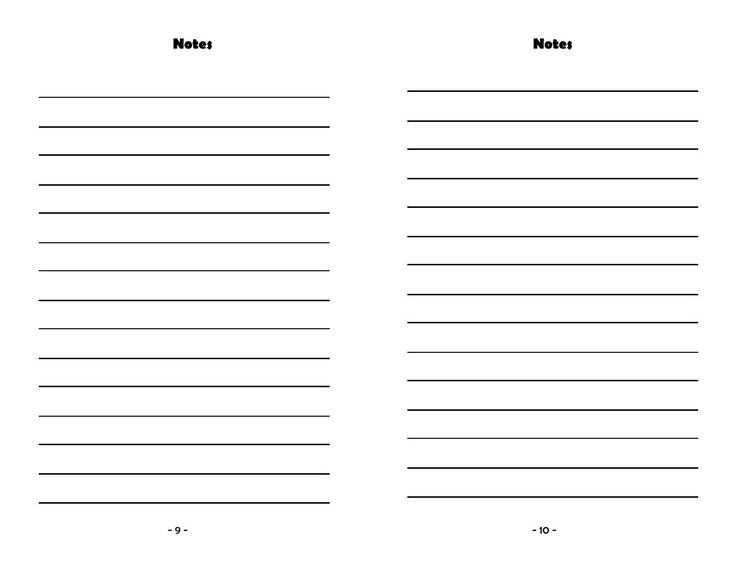# Notes

# Notes